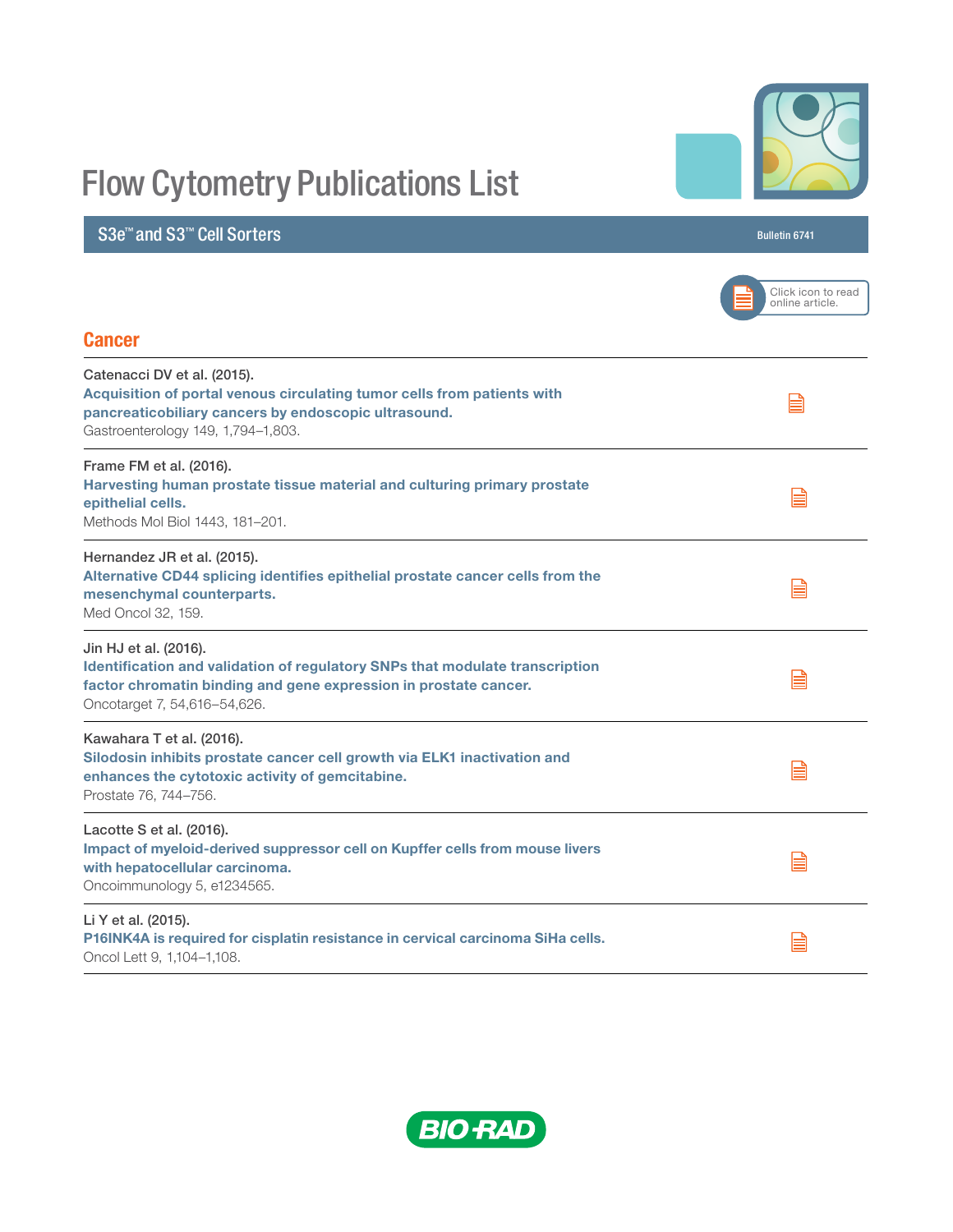# Flow Cytometry Publications List

## S3e™ and S3™ Cell Sorters

Bulletin 6741

Click icon to read online article.

## Cancer

Catenacci DV et al. (2015).
**Acquisition of portal venous circulating tumor cells from patients with pancreaticobiliary cancers by endoscopic ultrasound.**
Gastroenterology 149, 1,794–1,803.

Frame FM et al. (2016).
**Harvesting human prostate tissue material and culturing primary prostate epithelial cells.**
Methods Mol Biol 1443, 181–201.

Hernandez JR et al. (2015).
**Alternative CD44 splicing identifies epithelial prostate cancer cells from the mesenchymal counterparts.**
Med Oncol 32, 159.

Jin HJ et al. (2016).
**Identification and validation of regulatory SNPs that modulate transcription factor chromatin binding and gene expression in prostate cancer.**
Oncotarget 7, 54,616–54,626.

Kawahara T et al. (2016).
**Silodosin inhibits prostate cancer cell growth via ELK1 inactivation and enhances the cytotoxic activity of gemcitabine.**
Prostate 76, 744–756.

Lacotte S et al. (2016).
**Impact of myeloid-derived suppressor cell on Kupffer cells from mouse livers with hepatocellular carcinoma.**
Oncoimmunology 5, e1234565.

Li Y et al. (2015).
**P16INK4A is required for cisplatin resistance in cervical carcinoma SiHa cells.**
Oncol Lett 9, 1,104–1,108.

BIO-RAD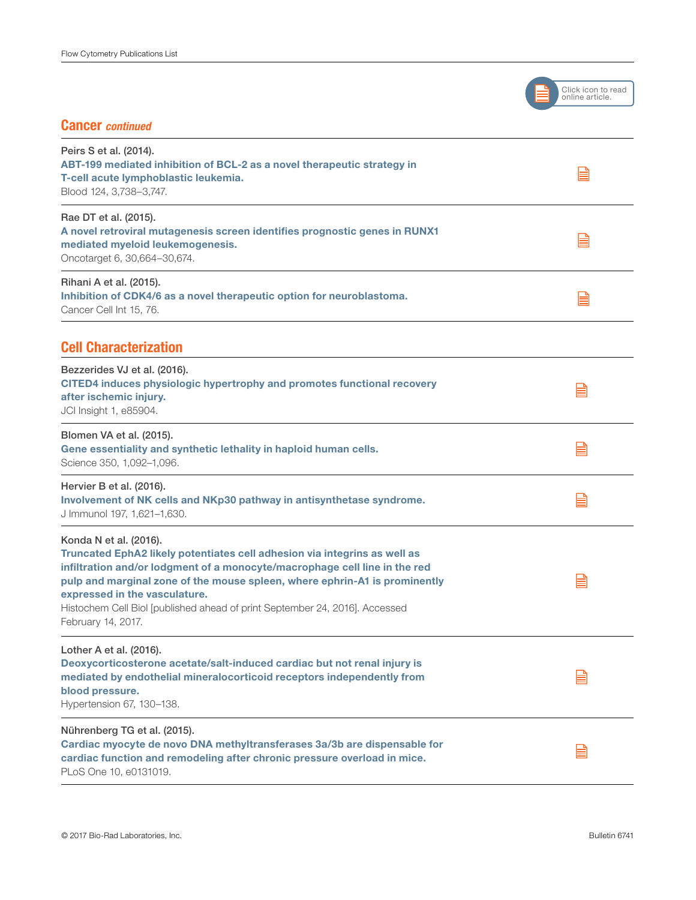## Cancer *continued*

Peirs S et al. (2014).
**ABT-199 mediated inhibition of BCL-2 as a novel therapeutic strategy in T-cell acute lymphoblastic leukemia.**
Blood 124, 3,738–3,747.

Rae DT et al. (2015).
**A novel retroviral mutagenesis screen identifies prognostic genes in RUNX1 mediated myeloid leukemogenesis.**
Oncotarget 6, 30,664–30,674.

Rihani A et al. (2015).
**Inhibition of CDK4/6 as a novel therapeutic option for neuroblastoma.**
Cancer Cell Int 15, 76.

## Cell Characterization

Bezzerides VJ et al. (2016).
**CITED4 induces physiologic hypertrophy and promotes functional recovery after ischemic injury.**
JCI Insight 1, e85904.

Blomen VA et al. (2015).
**Gene essentiality and synthetic lethality in haploid human cells.**
Science 350, 1,092–1,096.

Hervier B et al. (2016).
**Involvement of NK cells and NKp30 pathway in antisynthetase syndrome.**
J Immunol 197, 1,621–1,630.

Konda N et al. (2016).
**Truncated EphA2 likely potentiates cell adhesion via integrins as well as infiltration and/or lodgment of a monocyte/macrophage cell line in the red pulp and marginal zone of the mouse spleen, where ephrin-A1 is prominently expressed in the vasculature.**
Histochem Cell Biol [published ahead of print September 24, 2016]. Accessed February 14, 2017.

Lother A et al. (2016).
**Deoxycorticosterone acetate/salt-induced cardiac but not renal injury is mediated by endothelial mineralocorticoid receptors independently from blood pressure.**
Hypertension 67, 130–138.

Nührenberg TG et al. (2015).
**Cardiac myocyte de novo DNA methyltransferases 3a/3b are dispensable for cardiac function and remodeling after chronic pressure overload in mice.**
PLoS One 10, e0131019.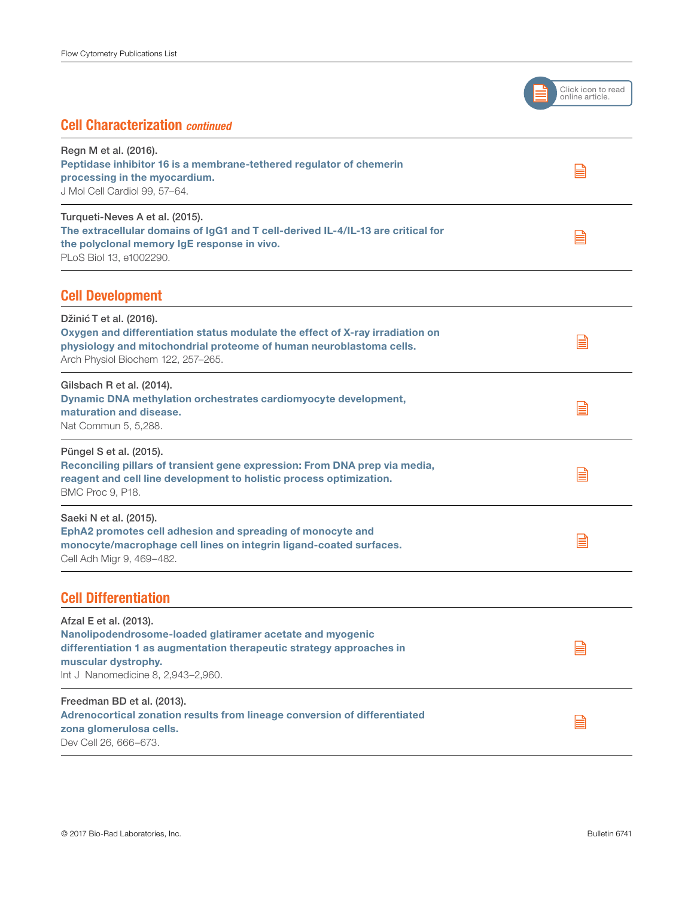## Cell Characterization *continued*

Regn M et al. (2016).
**Peptidase inhibitor 16 is a membrane-tethered regulator of chemerin processing in the myocardium.**
J Mol Cell Cardiol 99, 57–64.

Turqueti-Neves A et al. (2015).
**The extracellular domains of IgG1 and T cell-derived IL-4/IL-13 are critical for the polyclonal memory IgE response in vivo.**
PLoS Biol 13, e1002290.

## Cell Development

Džinić T et al. (2016).
**Oxygen and differentiation status modulate the effect of X-ray irradiation on physiology and mitochondrial proteome of human neuroblastoma cells.**
Arch Physiol Biochem 122, 257–265.

Gilsbach R et al. (2014).
**Dynamic DNA methylation orchestrates cardiomyocyte development, maturation and disease.**
Nat Commun 5, 5,288.

Pūngel S et al. (2015).
**Reconciling pillars of transient gene expression: From DNA prep via media, reagent and cell line development to holistic process optimization.**
BMC Proc 9, P18.

Saeki N et al. (2015).
**EphA2 promotes cell adhesion and spreading of monocyte and monocyte/macrophage cell lines on integrin ligand-coated surfaces.**
Cell Adh Migr 9, 469–482.

## Cell Differentiation

Afzal E et al. (2013).
**Nanolipodendrosome-loaded glatiramer acetate and myogenic differentiation 1 as augmentation therapeutic strategy approaches in muscular dystrophy.**
Int J Nanomedicine 8, 2,943–2,960.

Freedman BD et al. (2013).
**Adrenocortical zonation results from lineage conversion of differentiated zona glomerulosa cells.**
Dev Cell 26, 666–673.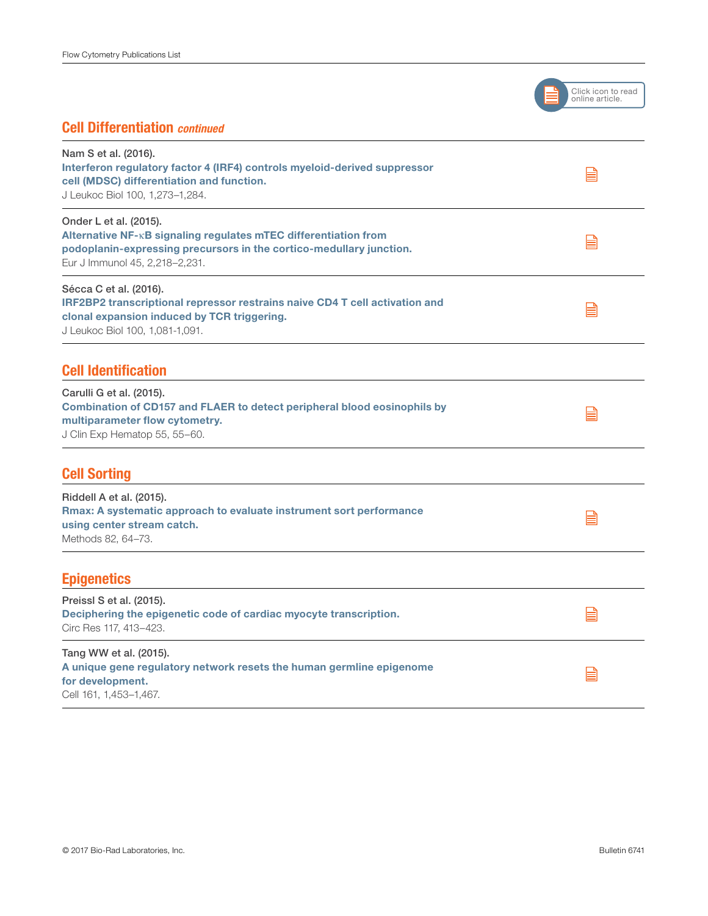Click icon to read online article.

## Cell Differentiation *continued*

Nam S et al. (2016).
**Interferon regulatory factor 4 (IRF4) controls myeloid-derived suppressor cell (MDSC) differentiation and function.**
J Leukoc Biol 100, 1,273–1,284.

Onder L et al. (2015).
**Alternative NF-κB signaling regulates mTEC differentiation from podoplanin-expressing precursors in the cortico-medullary junction.**
Eur J Immunol 45, 2,218–2,231.

Sécca C et al. (2016).
**IRF2BP2 transcriptional repressor restrains naive CD4 T cell activation and clonal expansion induced by TCR triggering.**
J Leukoc Biol 100, 1,081-1,091.

## Cell Identification

Carulli G et al. (2015).
**Combination of CD157 and FLAER to detect peripheral blood eosinophils by multiparameter flow cytometry.**
J Clin Exp Hematop 55, 55–60.

## Cell Sorting

Riddell A et al. (2015).
**Rmax: A systematic approach to evaluate instrument sort performance using center stream catch.**
Methods 82, 64–73.

## Epigenetics

Preissl S et al. (2015).
**Deciphering the epigenetic code of cardiac myocyte transcription.**
Circ Res 117, 413–423.

Tang WW et al. (2015).
**A unique gene regulatory network resets the human germline epigenome for development.**
Cell 161, 1,453–1,467.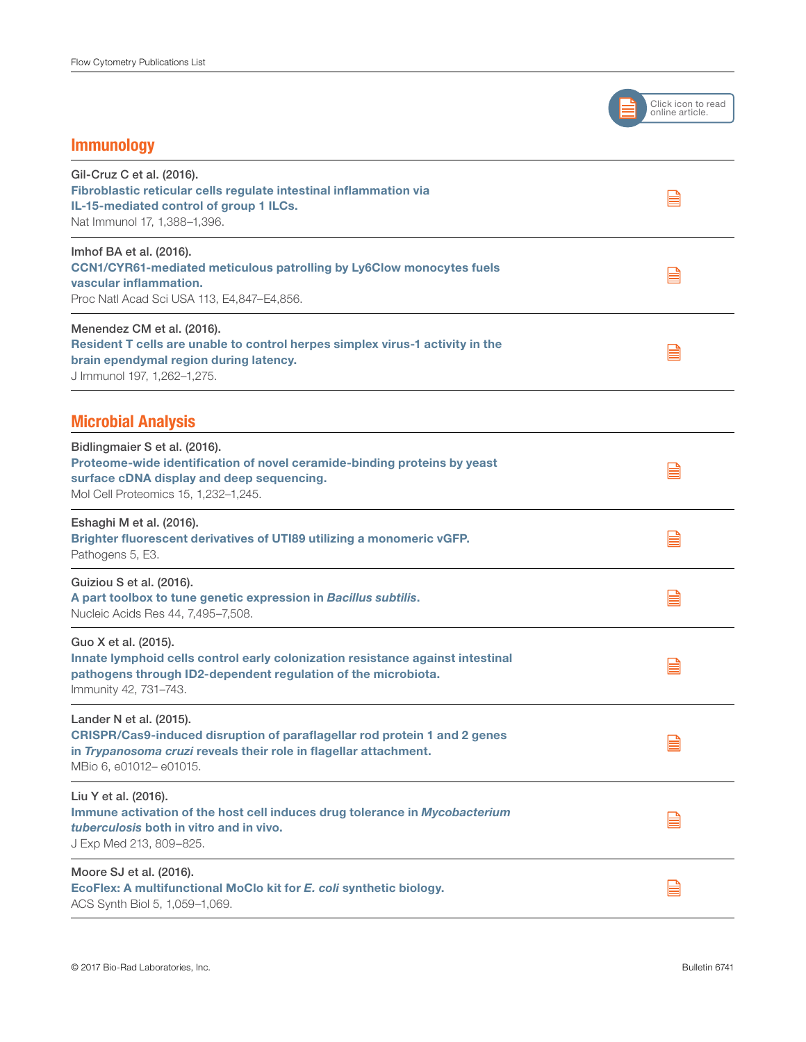Click icon to read online article.

## Immunology

Gil-Cruz C et al. (2016).
**Fibroblastic reticular cells regulate intestinal inflammation via IL-15-mediated control of group 1 ILCs.**
Nat Immunol 17, 1,388–1,396.

Imhof BA et al. (2016).
**CCN1/CYR61-mediated meticulous patrolling by Ly6Clow monocytes fuels vascular inflammation.**
Proc Natl Acad Sci USA 113, E4,847–E4,856.

Menendez CM et al. (2016).
**Resident T cells are unable to control herpes simplex virus-1 activity in the brain ependymal region during latency.**
J Immunol 197, 1,262–1,275.

## Microbial Analysis

Bidlingmaier S et al. (2016).
**Proteome-wide identification of novel ceramide-binding proteins by yeast surface cDNA display and deep sequencing.**
Mol Cell Proteomics 15, 1,232–1,245.

Eshaghi M et al. (2016).
**Brighter fluorescent derivatives of UTI89 utilizing a monomeric vGFP.**
Pathogens 5, E3.

Guiziou S et al. (2016).
**A part toolbox to tune genetic expression in *Bacillus subtilis*.**
Nucleic Acids Res 44, 7,495–7,508.

Guo X et al. (2015).
**Innate lymphoid cells control early colonization resistance against intestinal pathogens through ID2-dependent regulation of the microbiota.**
Immunity 42, 731–743.

Lander N et al. (2015).
**CRISPR/Cas9-induced disruption of paraflagellar rod protein 1 and 2 genes in *Trypanosoma cruzi* reveals their role in flagellar attachment.**
MBio 6, e01012– e01015.

Liu Y et al. (2016).
**Immune activation of the host cell induces drug tolerance in *Mycobacterium tuberculosis* both in vitro and in vivo.**
J Exp Med 213, 809–825.

Moore SJ et al. (2016).
**EcoFlex: A multifunctional MoClo kit for *E. coli* synthetic biology.**
ACS Synth Biol 5, 1,059–1,069.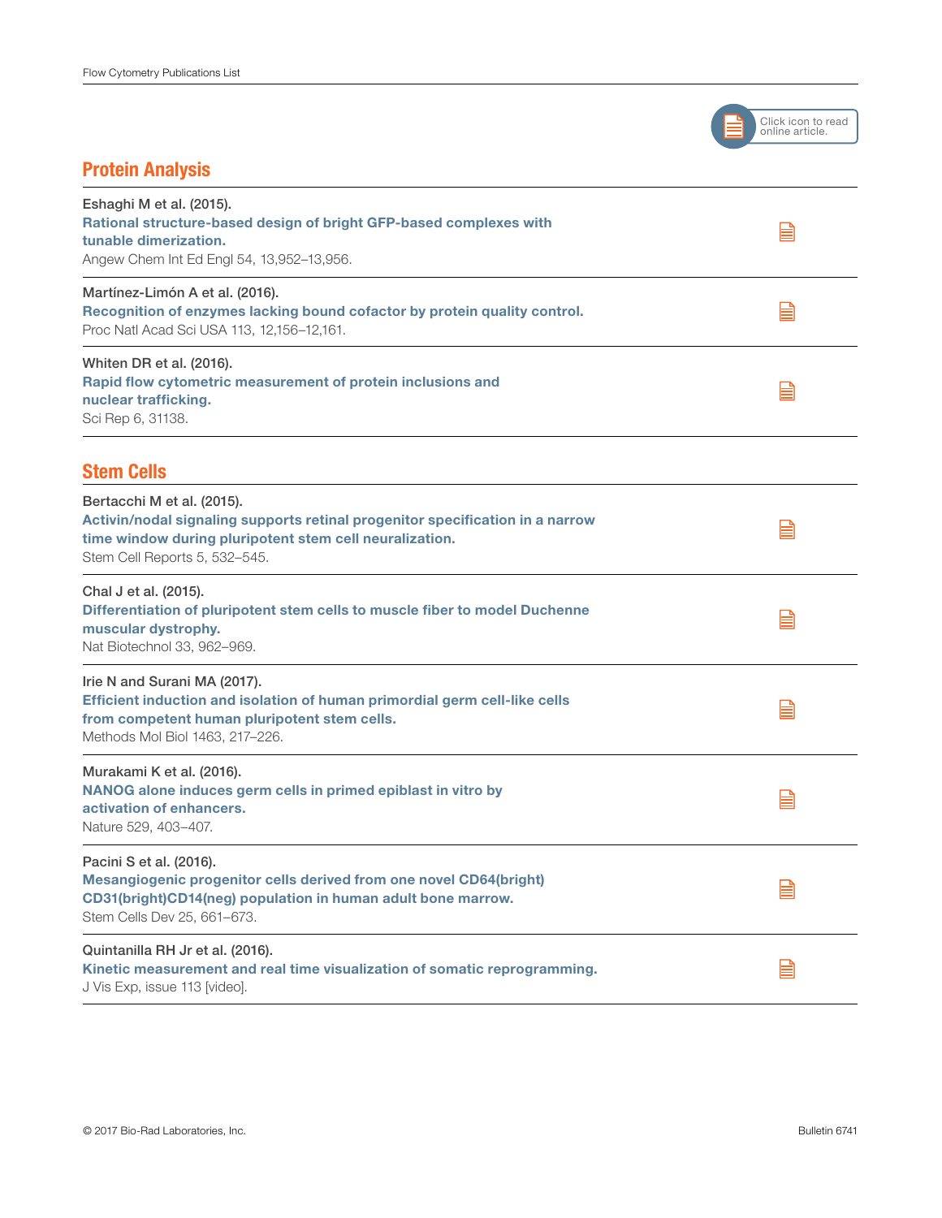Click icon to read online article.

## Protein Analysis

Eshaghi M et al. (2015).
**Rational structure-based design of bright GFP-based complexes with tunable dimerization.**
Angew Chem Int Ed Engl 54, 13,952–13,956.

Martínez-Limón A et al. (2016).
**Recognition of enzymes lacking bound cofactor by protein quality control.**
Proc Natl Acad Sci USA 113, 12,156–12,161.

Whiten DR et al. (2016).
**Rapid flow cytometric measurement of protein inclusions and nuclear trafficking.**
Sci Rep 6, 31138.

## Stem Cells

Bertacchi M et al. (2015).
**Activin/nodal signaling supports retinal progenitor specification in a narrow time window during pluripotent stem cell neuralization.**
Stem Cell Reports 5, 532–545.

Chal J et al. (2015).
**Differentiation of pluripotent stem cells to muscle fiber to model Duchenne muscular dystrophy.**
Nat Biotechnol 33, 962–969.

Irie N and Surani MA (2017).
**Efficient induction and isolation of human primordial germ cell-like cells from competent human pluripotent stem cells.**
Methods Mol Biol 1463, 217–226.

Murakami K et al. (2016).
**NANOG alone induces germ cells in primed epiblast in vitro by activation of enhancers.**
Nature 529, 403–407.

Pacini S et al. (2016).
**Mesangiogenic progenitor cells derived from one novel CD64(bright)CD31(bright)CD14(neg) population in human adult bone marrow.**
Stem Cells Dev 25, 661–673.

Quintanilla RH Jr et al. (2016).
**Kinetic measurement and real time visualization of somatic reprogramming.**
J Vis Exp, issue 113 [video].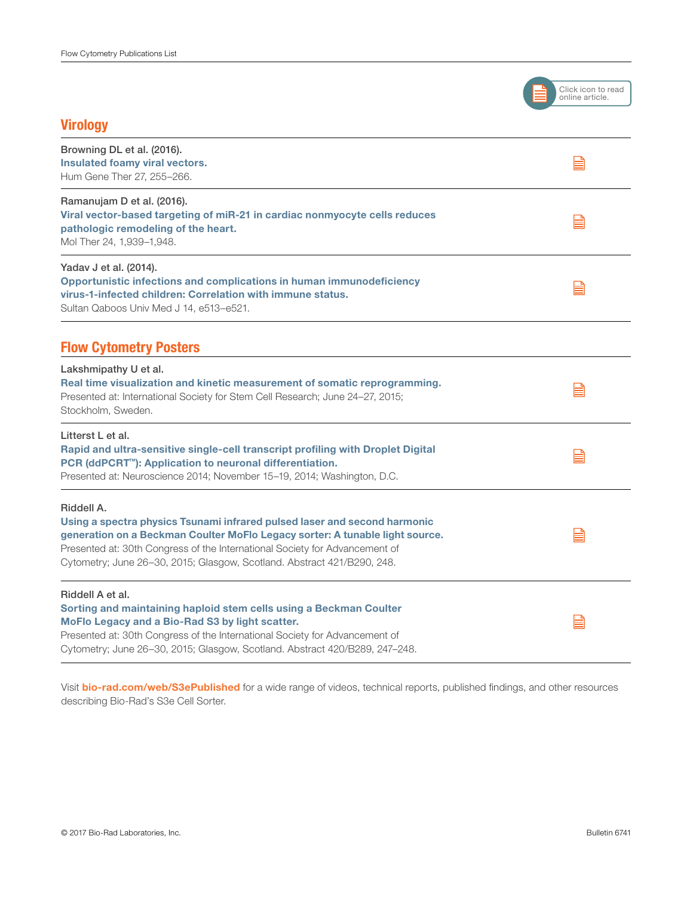Click icon to read online article.

## Virology

Browning DL et al. (2016).
**Insulated foamy viral vectors.**
Hum Gene Ther 27, 255–266.

Ramanujam D et al. (2016).
**Viral vector-based targeting of miR-21 in cardiac nonmyocyte cells reduces pathologic remodeling of the heart.**
Mol Ther 24, 1,939–1,948.

Yadav J et al. (2014).
**Opportunistic infections and complications in human immunodeficiency virus-1-infected children: Correlation with immune status.**
Sultan Qaboos Univ Med J 14, e513–e521.

## Flow Cytometry Posters

Lakshmipathy U et al.
**Real time visualization and kinetic measurement of somatic reprogramming.**
Presented at: International Society for Stem Cell Research; June 24–27, 2015; Stockholm, Sweden.

Litterst L et al.
**Rapid and ultra-sensitive single-cell transcript profiling with Droplet Digital PCR (ddPCR™): Application to neuronal differentiation.**
Presented at: Neuroscience 2014; November 15–19, 2014; Washington, D.C.

Riddell A.
**Using a spectra physics Tsunami infrared pulsed laser and second harmonic generation on a Beckman Coulter MoFlo Legacy sorter: A tunable light source.**
Presented at: 30th Congress of the International Society for Advancement of Cytometry; June 26–30, 2015; Glasgow, Scotland. Abstract 421/B290, 248.

Riddell A et al.
**Sorting and maintaining haploid stem cells using a Beckman Coulter MoFlo Legacy and a Bio-Rad S3 by light scatter.**
Presented at: 30th Congress of the International Society for Advancement of Cytometry; June 26–30, 2015; Glasgow, Scotland. Abstract 420/B289, 247–248.

Visit **bio-rad.com/web/S3ePublished** for a wide range of videos, technical reports, published findings, and other resources describing Bio-Rad's S3e Cell Sorter.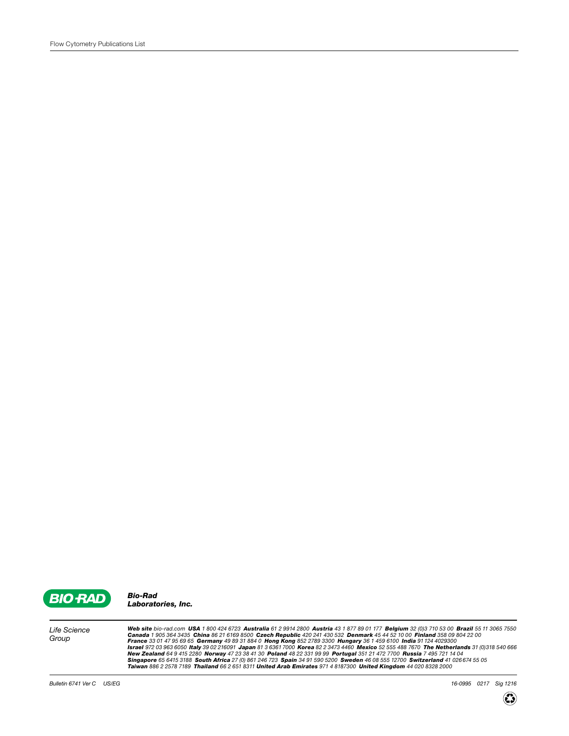**Bio-Rad Laboratories, Inc.**

Life Science Group

**Web site** bio-rad.com **USA** 1 800 424 6723 **Australia** 61 2 9914 2800 **Austria** 43 1 877 89 01 177 **Belgium** 32 (0)3 710 53 00 **Brazil** 55 11 3065 7550 **Canada** 1 905 364 3435 **China** 86 21 6169 8500 **Czech Republic** 420 241 430 532 **Denmark** 45 44 52 10 00 **Finland** 358 09 804 22 00 **France** 33 01 47 95 69 65 **Germany** 49 89 31 884 0 **Hong Kong** 852 2789 3300 **Hungary** 36 1 459 6100 **India** 91 124 4029300 **Israel** 972 03 963 6050 **Italy** 39 02 216091 **Japan** 81 3 6361 7000 **Korea** 82 2 3473 4460 **Mexico** 52 555 488 7670 **The Netherlands** 31 (0)318 540 666 **New Zealand** 64 9 415 2280 **Norway** 47 23 38 41 30 **Poland** 48 22 331 99 99 **Portugal** 351 21 472 7700 **Russia** 7 495 721 14 04 **Singapore** 65 6415 3188 **South Africa** 27 (0) 861 246 723 **Spain** 34 91 590 5200 **Sweden** 46 08 555 12700 **Switzerland** 41 026 674 55 05 **Taiwan** 886 2 2578 7189 **Thailand** 66 2 651 8311 **United Arab Emirates** 971 4 8187300 **United Kingdom** 44 020 8328 2000

Bulletin 6741 Ver C US/EG 16-0995 0217 Sig 1216